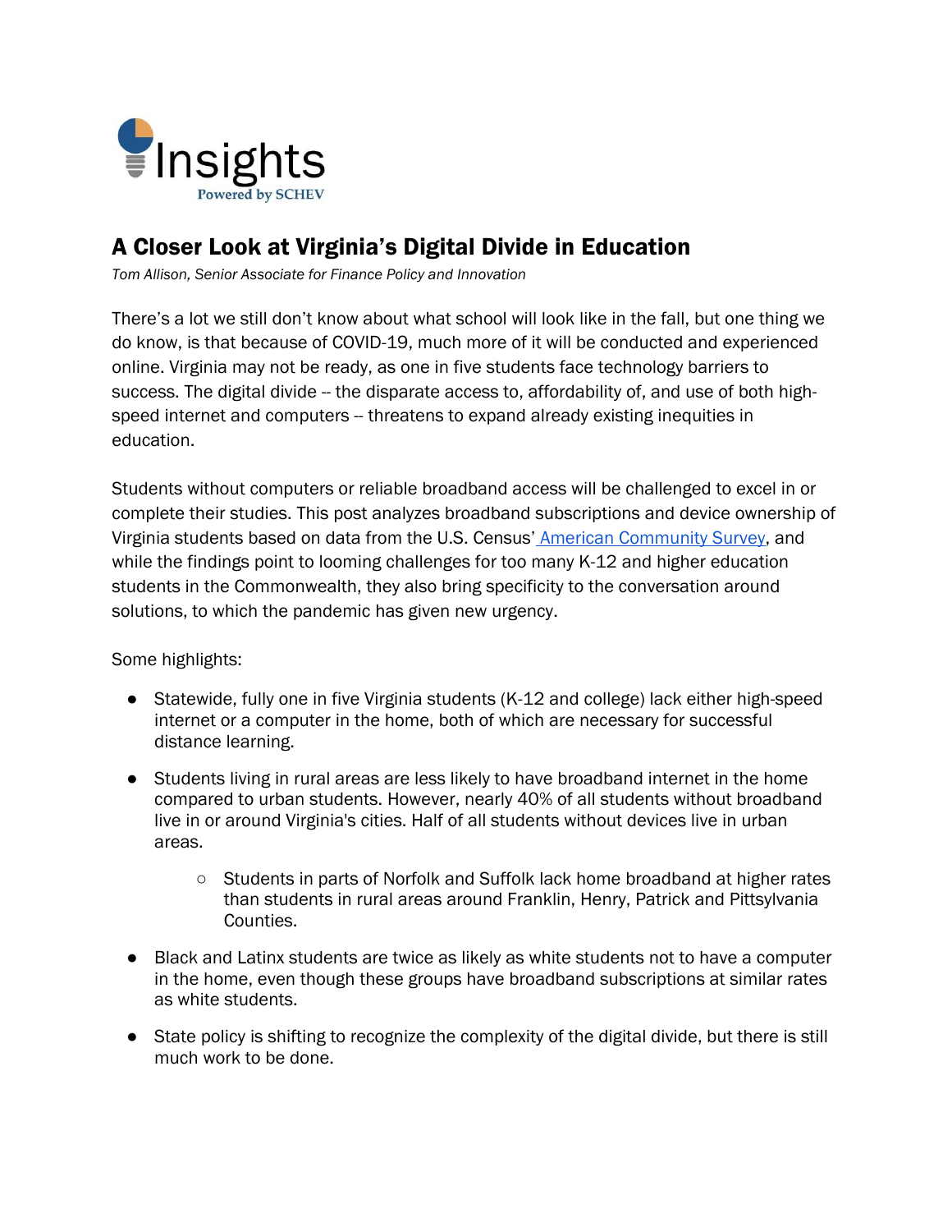Insights

Powered by SCHEV

# A Closer Look at Virginia's Digital Divide in Education

*Tom Allison, Senior Associate for Finance Policy and Innovation*

There's a lot we still don't know about what school will look like in the fall, but one thing we do know, is that because of COVID-19, much more of it will be conducted and experienced online. Virginia may not be ready, as one in five students face technology barriers to success. The digital divide -- the disparate access to, affordability of, and use of both high-speed internet and computers -- threatens to expand already existing inequities in education.

Students without computers or reliable broadband access will be challenged to excel in or complete their studies. This post analyzes broadband subscriptions and device ownership of Virginia students based on data from the U.S. Census' American Community Survey, and while the findings point to looming challenges for too many K-12 and higher education students in the Commonwealth, they also bring specificity to the conversation around solutions, to which the pandemic has given new urgency.

Some highlights:

- Statewide, fully one in five Virginia students (K-12 and college) lack either high-speed internet or a computer in the home, both of which are necessary for successful distance learning.
- Students living in rural areas are less likely to have broadband internet in the home compared to urban students. However, nearly 40% of all students without broadband live in or around Virginia's cities. Half of all students without devices live in urban areas.
    - Students in parts of Norfolk and Suffolk lack home broadband at higher rates than students in rural areas around Franklin, Henry, Patrick and Pittsylvania Counties.
- Black and Latinx students are twice as likely as white students not to have a computer in the home, even though these groups have broadband subscriptions at similar rates as white students.
- State policy is shifting to recognize the complexity of the digital divide, but there is still much work to be done.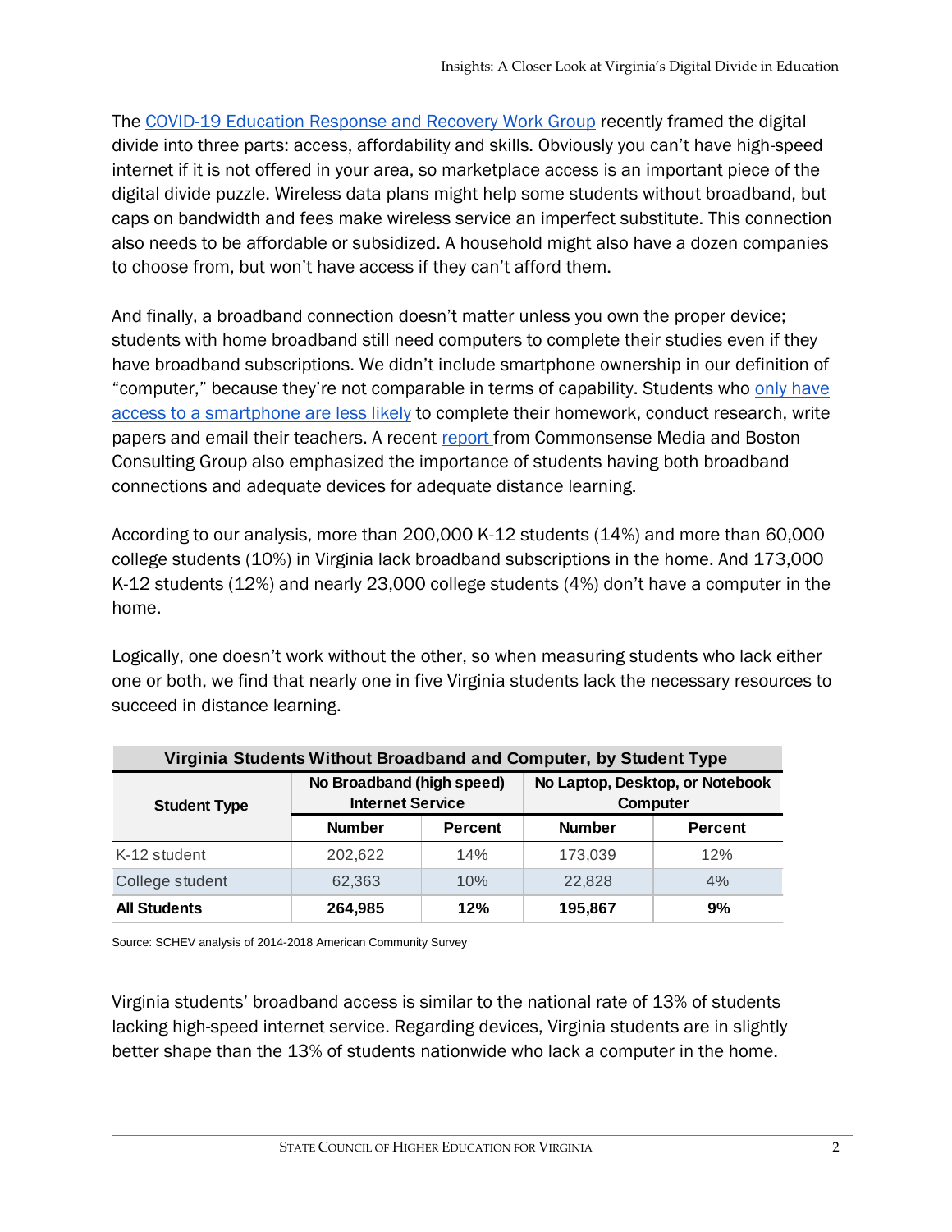The COVID-19 Education Response and Recovery Work Group recently framed the digital divide into three parts: access, affordability and skills. Obviously you can't have high-speed internet if it is not offered in your area, so marketplace access is an important piece of the digital divide puzzle. Wireless data plans might help some students without broadband, but caps on bandwidth and fees make wireless service an imperfect substitute. This connection also needs to be affordable or subsidized. A household might also have a dozen companies to choose from, but won't have access if they can't afford them.

And finally, a broadband connection doesn't matter unless you own the proper device; students with home broadband still need computers to complete their studies even if they have broadband subscriptions. We didn't include smartphone ownership in our definition of "computer," because they're not comparable in terms of capability. Students who only have access to a smartphone are less likely to complete their homework, conduct research, write papers and email their teachers. A recent report from Commonsense Media and Boston Consulting Group also emphasized the importance of students having both broadband connections and adequate devices for adequate distance learning.

According to our analysis, more than 200,000 K-12 students (14%) and more than 60,000 college students (10%) in Virginia lack broadband subscriptions in the home. And 173,000 K-12 students (12%) and nearly 23,000 college students (4%) don't have a computer in the home.

Logically, one doesn't work without the other, so when measuring students who lack either one or both, we find that nearly one in five Virginia students lack the necessary resources to succeed in distance learning.

**Virginia Students Without Broadband and Computer, by Student Type**

| Student Type | No Broadband (high speed) Internet Service | | No Laptop, Desktop, or Notebook Computer | |
|---|---|---|---|---|
| | Number | Percent | Number | Percent |
| K-12 student | 202,622 | 14% | 173,039 | 12% |
| College student | 62,363 | 10% | 22,828 | 4% |
| **All Students** | **264,985** | **12%** | **195,867** | **9%** |

Source: SCHEV analysis of 2014-2018 American Community Survey

Virginia students' broadband access is similar to the national rate of 13% of students lacking high-speed internet service. Regarding devices, Virginia students are in slightly better shape than the 13% of students nationwide who lack a computer in the home.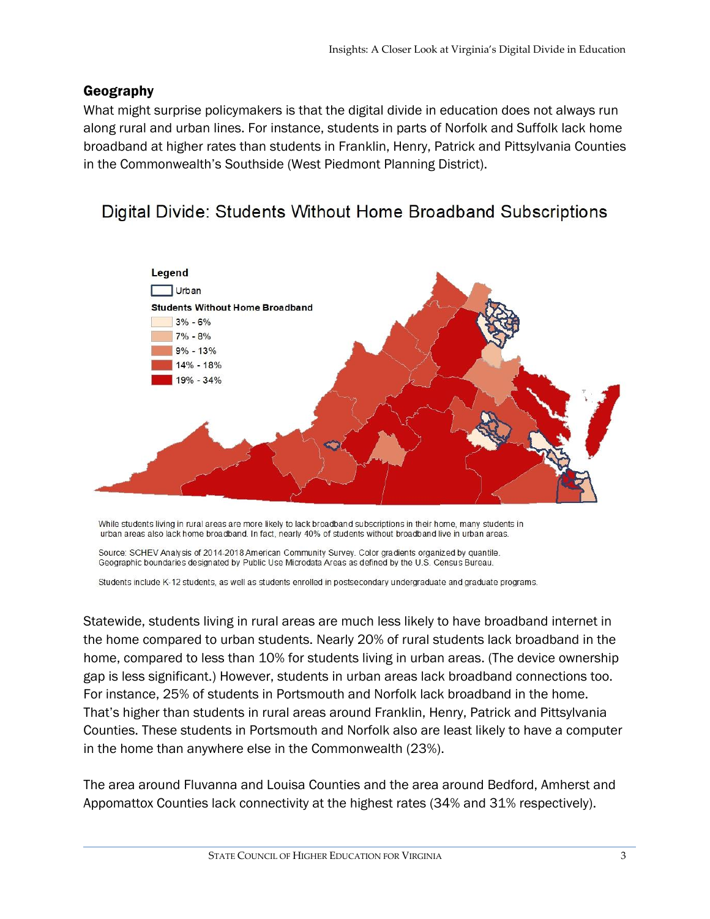## Geography

What might surprise policymakers is that the digital divide in education does not always run along rural and urban lines. For instance, students in parts of Norfolk and Suffolk lack home broadband at higher rates than students in Franklin, Henry, Patrick and Pittsylvania Counties in the Commonwealth's Southside (West Piedmont Planning District).

### Digital Divide: Students Without Home Broadband Subscriptions

Legend

Urban

Students Without Home Broadband

- 3% - 6%
- 7% - 8%
- 9% - 13%
- 14% - 18%
- 19% - 34%

While students living in rural areas are more likely to lack broadband subscriptions in their home, many students in urban areas also lack home broadband. In fact, nearly 40% of students without broadband live in urban areas.

Source: SCHEV Analysis of 2014-2018 American Community Survey. Color gradients organized by quantile. Geographic boundaries designated by Public Use Microdata Areas as defined by the U.S. Census Bureau.

Students include K-12 students, as well as students enrolled in postsecondary undergraduate and graduate programs.

Statewide, students living in rural areas are much less likely to have broadband internet in the home compared to urban students. Nearly 20% of rural students lack broadband in the home, compared to less than 10% for students living in urban areas. (The device ownership gap is less significant.) However, students in urban areas lack broadband connections too. For instance, 25% of students in Portsmouth and Norfolk lack broadband in the home. That's higher than students in rural areas around Franklin, Henry, Patrick and Pittsylvania Counties. These students in Portsmouth and Norfolk also are least likely to have a computer in the home than anywhere else in the Commonwealth (23%).

The area around Fluvanna and Louisa Counties and the area around Bedford, Amherst and Appomattox Counties lack connectivity at the highest rates (34% and 31% respectively).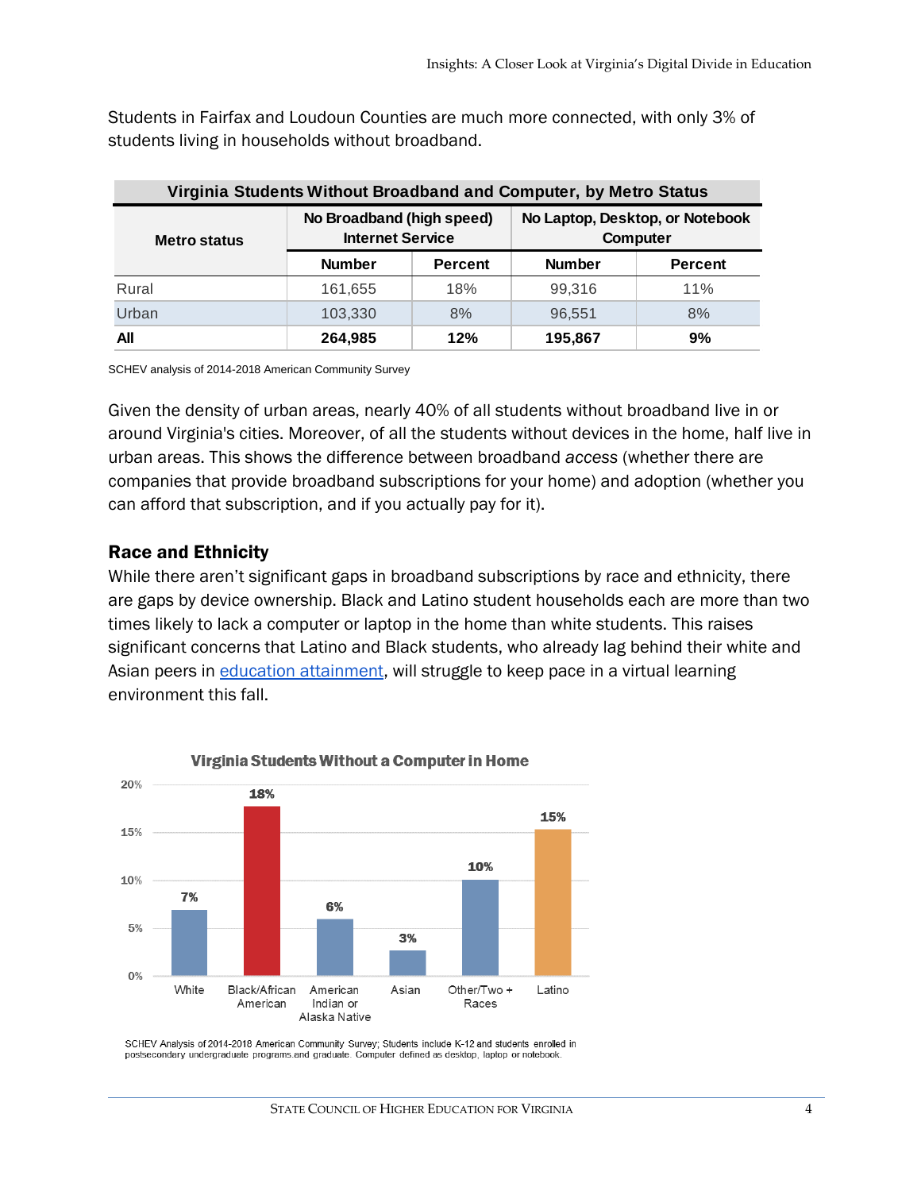Students in Fairfax and Loudoun Counties are much more connected, with only 3% of students living in households without broadband.

**Virginia Students Without Broadband and Computer, by Metro Status**

| Metro status | No Broadband (high speed) Internet Service | | No Laptop, Desktop, or Notebook Computer | |
|---|---|---|---|---|
| | Number | Percent | Number | Percent |
| Rural | 161,655 | 18% | 99,316 | 11% |
| Urban | 103,330 | 8% | 96,551 | 8% |
| **All** | **264,985** | **12%** | **195,867** | **9%** |

SCHEV analysis of 2014-2018 American Community Survey

Given the density of urban areas, nearly 40% of all students without broadband live in or around Virginia's cities. Moreover, of all the students without devices in the home, half live in urban areas. This shows the difference between broadband *access* (whether there are companies that provide broadband subscriptions for your home) and adoption (whether you can afford that subscription, and if you actually pay for it).

## Race and Ethnicity

While there aren't significant gaps in broadband subscriptions by race and ethnicity, there are gaps by device ownership. Black and Latino student households each are more than two times likely to lack a computer or laptop in the home than white students. This raises significant concerns that Latino and Black students, who already lag behind their white and Asian peers in [education attainment](), will struggle to keep pace in a virtual learning environment this fall.

**Virginia Students Without a Computer in Home**

| White | Black/African American | American Indian or Alaska Native | Asian | Other/Two + Races | Latino |
|---|---|---|---|---|---|
| 7% | 18% | 6% | 3% | 10% | 15% |

SCHEV Analysis of 2014-2018 American Community Survey; Students include K-12 and students enrolled in postsecondary undergraduate programs and graduate. Computer defined as desktop, laptop or notebook.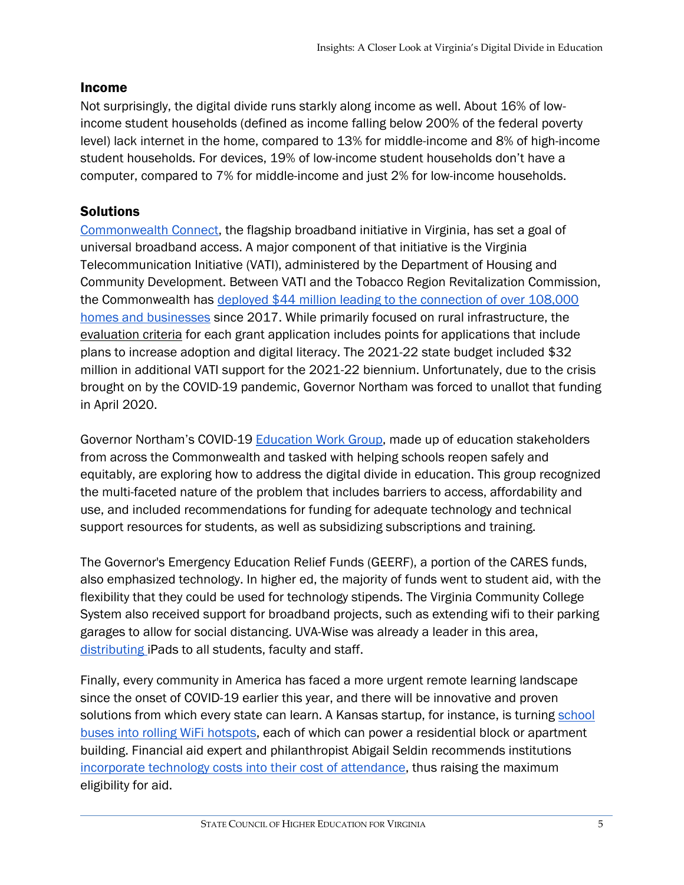## Income

Not surprisingly, the digital divide runs starkly along income as well. About 16% of low-income student households (defined as income falling below 200% of the federal poverty level) lack internet in the home, compared to 13% for middle-income and 8% of high-income student households. For devices, 19% of low-income student households don't have a computer, compared to 7% for middle-income and just 2% for low-income households.

## Solutions

Commonwealth Connect, the flagship broadband initiative in Virginia, has set a goal of universal broadband access. A major component of that initiative is the Virginia Telecommunication Initiative (VATI), administered by the Department of Housing and Community Development. Between VATI and the Tobacco Region Revitalization Commission, the Commonwealth has deployed $44 million leading to the connection of over 108,000 homes and businesses since 2017. While primarily focused on rural infrastructure, the evaluation criteria for each grant application includes points for applications that include plans to increase adoption and digital literacy. The 2021-22 state budget included $32 million in additional VATI support for the 2021-22 biennium. Unfortunately, due to the crisis brought on by the COVID-19 pandemic, Governor Northam was forced to unallot that funding in April 2020.

Governor Northam's COVID-19 Education Work Group, made up of education stakeholders from across the Commonwealth and tasked with helping schools reopen safely and equitably, are exploring how to address the digital divide in education. This group recognized the multi-faceted nature of the problem that includes barriers to access, affordability and use, and included recommendations for funding for adequate technology and technical support resources for students, as well as subsidizing subscriptions and training.

The Governor's Emergency Education Relief Funds (GEERF), a portion of the CARES funds, also emphasized technology. In higher ed, the majority of funds went to student aid, with the flexibility that they could be used for technology stipends. The Virginia Community College System also received support for broadband projects, such as extending wifi to their parking garages to allow for social distancing. UVA-Wise was already a leader in this area, distributing iPads to all students, faculty and staff.

Finally, every community in America has faced a more urgent remote learning landscape since the onset of COVID-19 earlier this year, and there will be innovative and proven solutions from which every state can learn. A Kansas startup, for instance, is turning school buses into rolling WiFi hotspots, each of which can power a residential block or apartment building. Financial aid expert and philanthropist Abigail Seldin recommends institutions incorporate technology costs into their cost of attendance, thus raising the maximum eligibility for aid.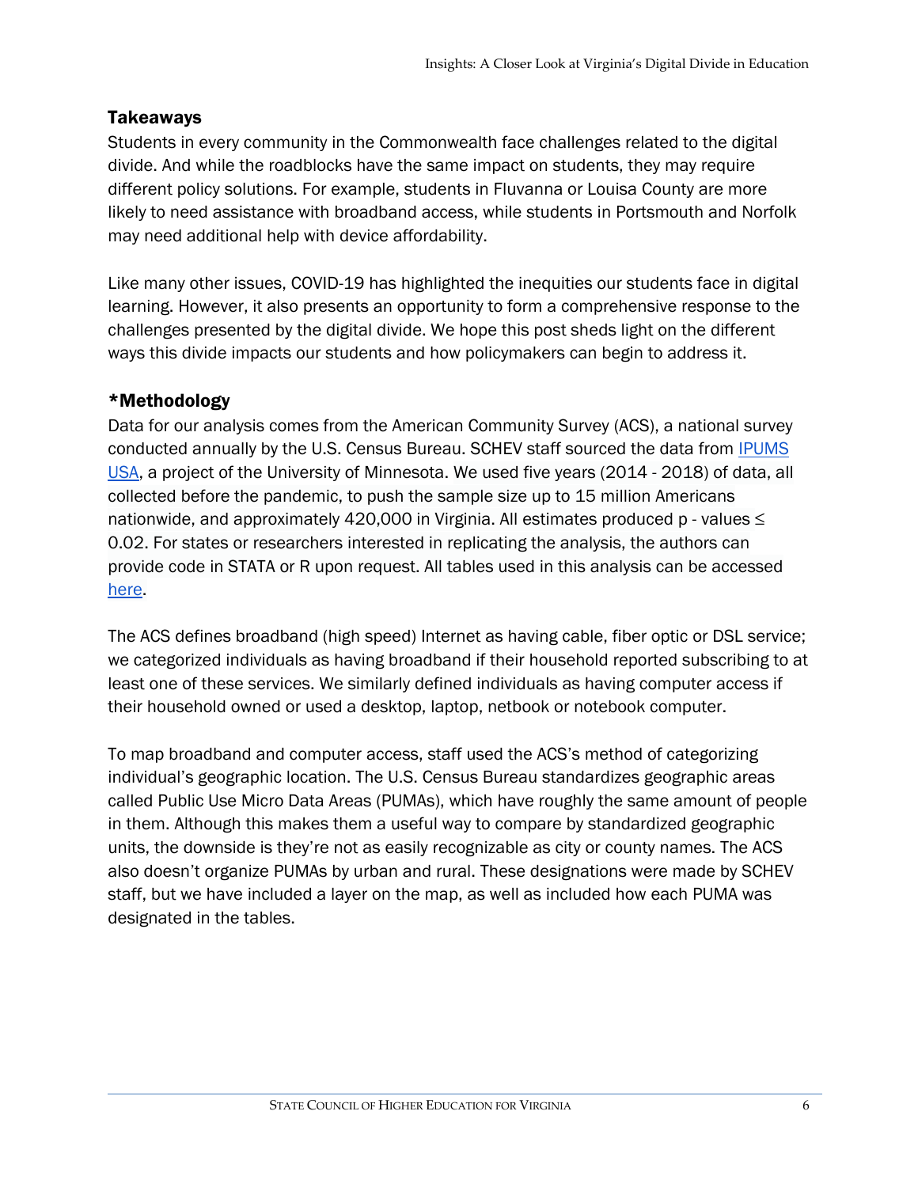## Takeaways

Students in every community in the Commonwealth face challenges related to the digital divide. And while the roadblocks have the same impact on students, they may require different policy solutions. For example, students in Fluvanna or Louisa County are more likely to need assistance with broadband access, while students in Portsmouth and Norfolk may need additional help with device affordability.

Like many other issues, COVID-19 has highlighted the inequities our students face in digital learning. However, it also presents an opportunity to form a comprehensive response to the challenges presented by the digital divide. We hope this post sheds light on the different ways this divide impacts our students and how policymakers can begin to address it.

## *Methodology

Data for our analysis comes from the American Community Survey (ACS), a national survey conducted annually by the U.S. Census Bureau. SCHEV staff sourced the data from [IPUMS USA](), a project of the University of Minnesota. We used five years (2014 - 2018) of data, all collected before the pandemic, to push the sample size up to 15 million Americans nationwide, and approximately 420,000 in Virginia. All estimates produced p - values $\leq$ 0.02. For states or researchers interested in replicating the analysis, the authors can provide code in STATA or R upon request. All tables used in this analysis can be accessed [here]().

The ACS defines broadband (high speed) Internet as having cable, fiber optic or DSL service; we categorized individuals as having broadband if their household reported subscribing to at least one of these services. We similarly defined individuals as having computer access if their household owned or used a desktop, laptop, netbook or notebook computer.

To map broadband and computer access, staff used the ACS's method of categorizing individual's geographic location. The U.S. Census Bureau standardizes geographic areas called Public Use Micro Data Areas (PUMAs), which have roughly the same amount of people in them. Although this makes them a useful way to compare by standardized geographic units, the downside is they're not as easily recognizable as city or county names. The ACS also doesn't organize PUMAs by urban and rural. These designations were made by SCHEV staff, but we have included a layer on the map, as well as included how each PUMA was designated in the tables.